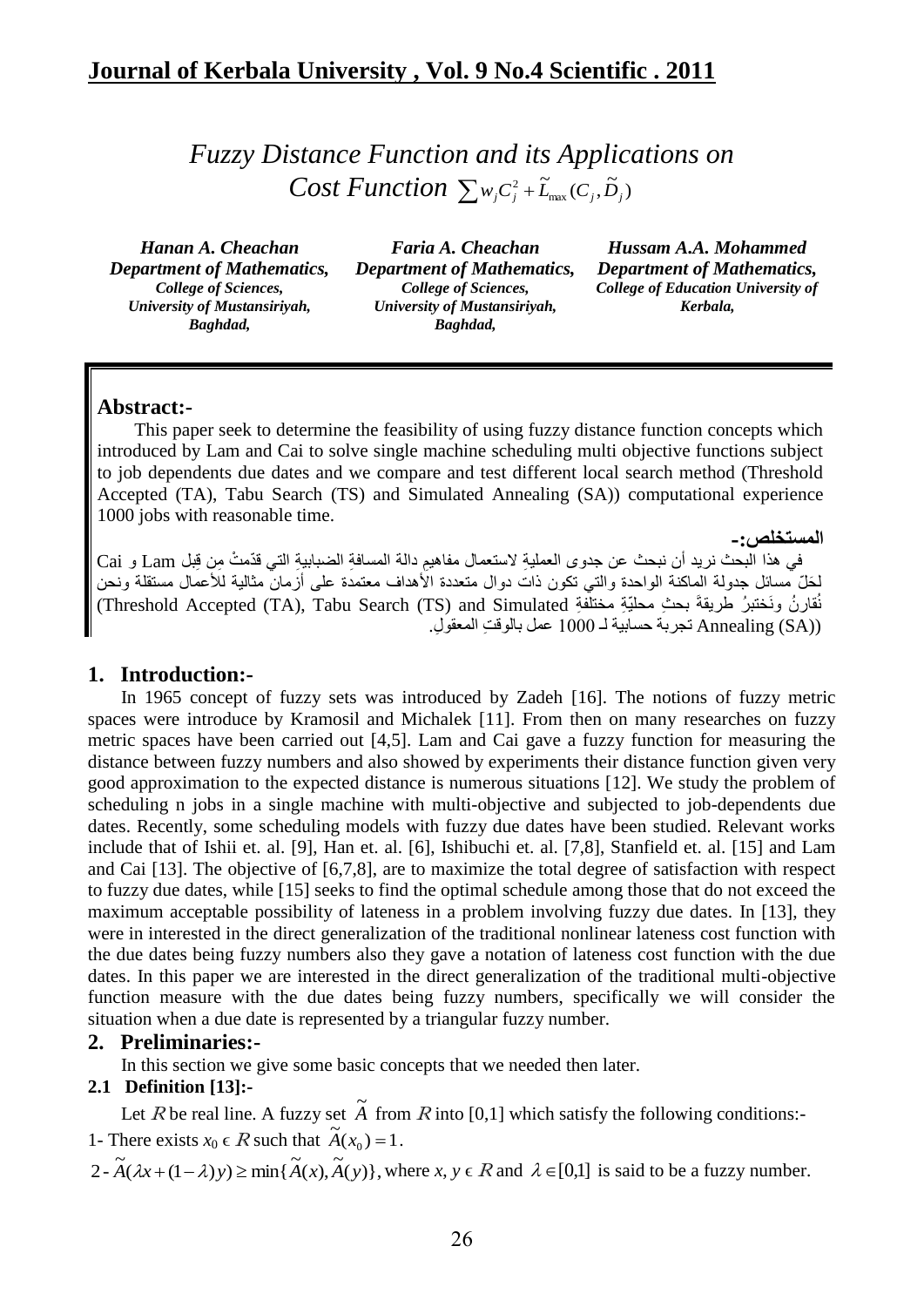# Fuzzy Distance Function and its Applications on Cost Function $\sum w_j C_j^2 + \tilde{L}_{\max}(C_j, \tilde{D}_j)$

***Hanan A. Cheachan***
***Department of Mathematics,***
*College of Sciences,*
*University of Mustansiriyah,*
*Baghdad,*

***Faria A. Cheachan***
***Department of Mathematics,***
*College of Sciences,*
*University of Mustansiriyah,*
*Baghdad,*

***Hussam A.A. Mohammed***
***Department of Mathematics,***
*College of Education University of Kerbala,*

## Abstract:-

This paper seek to determine the feasibility of using fuzzy distance function concepts which introduced by Lam and Cai to solve single machine scheduling multi objective functions subject to job dependents due dates and we compare and test different local search method (Threshold Accepted (TA), Tabu Search (TS) and Simulated Annealing (SA)) computational experience 1000 jobs with reasonable time.

**المستخلص:-**

في هذا البحث نريد أن نبحث عن جدوى العملية لاستعمال مفاهيمِ دالة المسافةِ الضبابيةِ التي قدّمتْ مِن قِبل Lam و Cai لحَلّ مسائل جدولة الماكنة الواحدة والتي تكون ذات دوال متعددة الأهداف معتمدة على أزمان مثالية للأعمال مستقلة ونحن نُقَارنُ ونَختبرُ طريقةَ بحثٍ محليّةٍ مختلفةِ (Threshold Accepted (TA), Tabu Search (TS) and Simulated Annealing (SA)) تجربة حسابية لـ 1000 عمل بالوقتِ المعقولِ.

## 1. Introduction:-

In 1965 concept of fuzzy sets was introduced by Zadeh [16]. The notions of fuzzy metric spaces were introduce by Kramosil and Michalek [11]. From then on many researches on fuzzy metric spaces have been carried out [4,5]. Lam and Cai gave a fuzzy function for measuring the distance between fuzzy numbers and also showed by experiments their distance function given very good approximation to the expected distance is numerous situations [12]. We study the problem of scheduling n jobs in a single machine with multi-objective and subjected to job-dependents due dates. Recently, some scheduling models with fuzzy due dates have been studied. Relevant works include that of Ishii et. al. [9], Han et. al. [6], Ishibuchi et. al. [7,8], Stanfield et. al. [15] and Lam and Cai [13]. The objective of [6,7,8], are to maximize the total degree of satisfaction with respect to fuzzy due dates, while [15] seeks to find the optimal schedule among those that do not exceed the maximum acceptable possibility of lateness in a problem involving fuzzy due dates. In [13], they were in interested in the direct generalization of the traditional nonlinear lateness cost function with the due dates being fuzzy numbers also they gave a notation of lateness cost function with the due dates. In this paper we are interested in the direct generalization of the traditional multi-objective function measure with the due dates being fuzzy numbers, specifically we will consider the situation when a due date is represented by a triangular fuzzy number.

## 2. Preliminaries:-

In this section we give some basic concepts that we needed then later.

### 2.1 Definition [13]:-

Let $R$ be real line. A fuzzy set $\tilde{A}$ from $R$ into [0,1] which satisfy the following conditions:-

1- There exists $x_0 \in R$ such that $\tilde{A}(x_0) = 1$.

2- $\tilde{A}(\lambda x + (1-\lambda)y) \geq \min\{\tilde{A}(x), \tilde{A}(y)\}$, where $x, y \in R$ and $\lambda \in [0,1]$ is said to be a fuzzy number.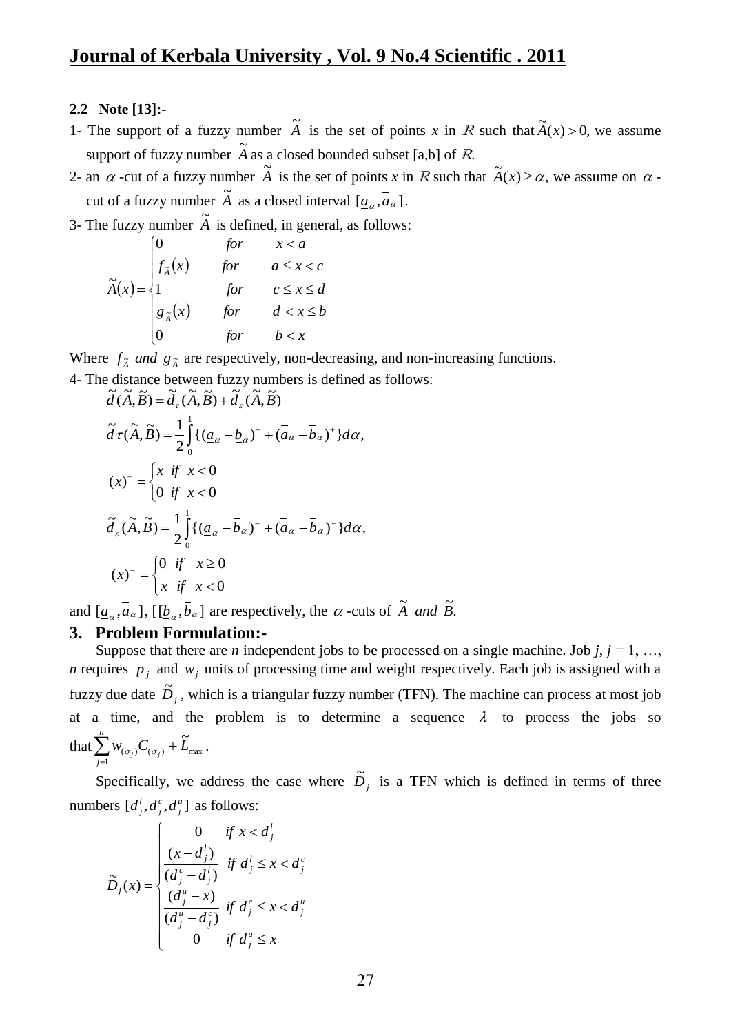**2.2 Note [13]:-**

1- The support of a fuzzy number $\tilde{A}$ is the set of points *x* in $\mathbb{R}$ such that $\tilde{A}(x) > 0$, we assume support of fuzzy number $\tilde{A}$ as a closed bounded subset [a,b] of $\mathbb{R}$.

2- an $\alpha$ -cut of a fuzzy number $\tilde{A}$ is the set of points *x* in $\mathbb{R}$ such that $\tilde{A}(x) \geq \alpha$, we assume on $\alpha$ -cut of a fuzzy number $\tilde{A}$ as a closed interval $[\underline{a}_\alpha, \overline{a}_\alpha]$.

3- The fuzzy number $\tilde{A}$ is defined, in general, as follows:

$$
\tilde{A}(x) = \begin{cases} 0 & for \quad x < a \\ f_{\tilde{A}}(x) & for \quad a \leq x < c \\ 1 & for \quad c \leq x \leq d \\ g_{\tilde{A}}(x) & for \quad d < x \leq b \\ 0 & for \quad b < x \end{cases}
$$

Where $f_{\tilde{A}}$ *and* $g_{\tilde{A}}$ are respectively, non-decreasing, and non-increasing functions.

4- The distance between fuzzy numbers is defined as follows:

$$
\tilde{d}(\tilde{A},\tilde{B}) = \tilde{d}_\tau(\tilde{A},\tilde{B}) + \tilde{d}_\varepsilon(\tilde{A},\tilde{B})
$$

$$
\tilde{d}\tau(\tilde{A},\tilde{B}) = \frac{1}{2}\int_0^1 \{(\underline{a}_\alpha - \underline{b}_\alpha)^+ + (\overline{a}_\alpha - \overline{b}_\alpha)^+\}d\alpha,
$$

$$
(x)^+ = \begin{cases} x & if \quad x < 0 \\ 0 & if \quad x < 0 \end{cases}
$$

$$
\tilde{d}_\varepsilon(\tilde{A},\tilde{B}) = \frac{1}{2}\int_0^1 \{(\underline{a}_\alpha - \overline{b}_\alpha)^- + (\overline{a}_\alpha - \overline{b}_\alpha)^-\}d\alpha,
$$

$$
(x)^- = \begin{cases} 0 & if \quad x \geq 0 \\ x & if \quad x < 0 \end{cases}
$$

and $[\underline{a}_\alpha, \overline{a}_\alpha]$, $[[\underline{b}_\alpha, \overline{b}_\alpha]$ are respectively, the $\alpha$ -cuts of $\tilde{A}$ *and* $\tilde{B}$.

## 3. Problem Formulation:-

Suppose that there are *n* independent jobs to be processed on a single machine. Job *j*, *j* = 1, …, *n* requires $p_j$ and $w_j$ units of processing time and weight respectively. Each job is assigned with a fuzzy due date $\tilde{D}_j$, which is a triangular fuzzy number (TFN). The machine can process at most job at a time, and the problem is to determine a sequence $\lambda$ to process the jobs so that $\sum_{j=1}^{n} w_{(\sigma_j)} C_{(\sigma_j)} + \tilde{L}_{\max}$.

Specifically, we address the case where $\tilde{D}_j$ is a TFN which is defined in terms of three numbers $[d_j^l, d_j^c, d_j^u]$ as follows:

$$
\tilde{D}_j(x) = \begin{cases} 0 & if \ x < d_j^l \\ \dfrac{(x - d_j^l)}{(d_j^c - d_j^l)} & if \ d_j^l \leq x < d_j^c \\ \dfrac{(d_j^u - x)}{(d_j^u - d_j^c)} & if \ d_j^c \leq x < d_j^u \\ 0 & if \ d_j^u \leq x \end{cases}
$$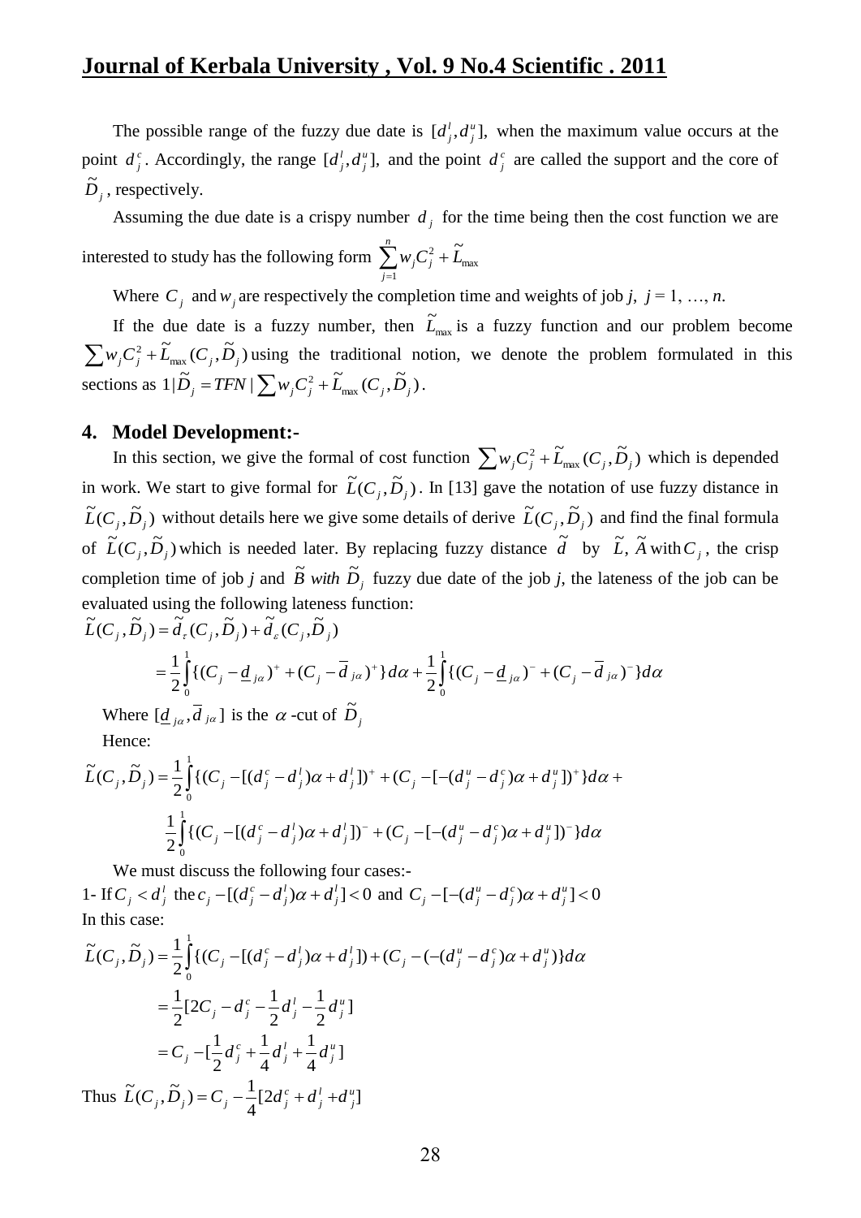The possible range of the fuzzy due date is $[d_j^l, d_j^u]$, when the maximum value occurs at the point $d_j^c$. Accordingly, the range $[d_j^l, d_j^u]$, and the point $d_j^c$ are called the support and the core of $\tilde{D}_j$, respectively.

Assuming the due date is a crispy number $d_j$ for the time being then the cost function we are interested to study has the following form $\sum_{j=1}^{n} w_j C_j^2 + \tilde{L}_{\max}$

Where $C_j$ and $w_j$ are respectively the completion time and weights of job *j*, $j = 1, \ldots, n$.

If the due date is a fuzzy number, then $\tilde{L}_{\max}$ is a fuzzy function and our problem become $\sum w_j C_j^2 + \tilde{L}_{\max}(C_j, \tilde{D}_j)$ using the traditional notion, we denote the problem formulated in this sections as $1|\tilde{D}_j = TFN \,|\sum w_j C_j^2 + \tilde{L}_{\max}(C_j, \tilde{D}_j)$.

## 4. Model Development:-

In this section, we give the formal of cost function $\sum w_j C_j^2 + \tilde{L}_{\max}(C_j, \tilde{D}_j)$ which is depended in work. We start to give formal for $\tilde{L}(C_j, \tilde{D}_j)$. In [13] gave the notation of use fuzzy distance in $\tilde{L}(C_j, \tilde{D}_j)$ without details here we give some details of derive $\tilde{L}(C_j, \tilde{D}_j)$ and find the final formula of $\tilde{L}(C_j, \tilde{D}_j)$ which is needed later. By replacing fuzzy distance $\tilde{d}$ by $\tilde{L}$, $\tilde{A}$ with $C_j$, the crisp completion time of job *j* and $\tilde{B}$ *with* $\tilde{D}_j$ fuzzy due date of the job *j*, the lateness of the job can be evaluated using the following lateness function:

$$\tilde{L}(C_j, \tilde{D}_j) = \tilde{d}_{\tau}(C_j, \tilde{D}_j) + \tilde{d}_{\varepsilon}(C_j, \tilde{D}_j)$$

$$= \frac{1}{2}\int_0^1 \{(C_j - \underline{d}_{j\alpha})^+ + (C_j - \overline{d}_{j\alpha})^+\} d\alpha + \frac{1}{2}\int_0^1 \{(C_j - \underline{d}_{j\alpha})^- + (C_j - \overline{d}_{j\alpha})^-\} d\alpha$$

Where $[\underline{d}_{j\alpha}, \overline{d}_{j\alpha}]$ is the $\alpha$-cut of $\tilde{D}_j$

Hence:

$$\tilde{L}(C_j, \tilde{D}_j) = \frac{1}{2}\int_0^1 \{(C_j - [(d_j^c - d_j^l)\alpha + d_j^l])^+ + (C_j - [-(d_j^u - d_j^c)\alpha + d_j^u])^+\} d\alpha +$$

$$\frac{1}{2}\int_0^1 \{(C_j - [(d_j^c - d_j^l)\alpha + d_j^l])^- + (C_j - [-(d_j^u - d_j^c)\alpha + d_j^u])^-\} d\alpha$$

We must discuss the following four cases:-

1- If $C_j < d_j^l$ the $c_j - [(d_j^c - d_j^l)\alpha + d_j^l] < 0$ and $C_j - [-(d_j^u - d_j^c)\alpha + d_j^u] < 0$

In this case:

$$\tilde{L}(C_j, \tilde{D}_j) = \frac{1}{2}\int_0^1 \{(C_j - [(d_j^c - d_j^l)\alpha + d_j^l]) + (C_j - (-(d_j^u - d_j^c)\alpha + d_j^u)\} d\alpha$$

$$= \frac{1}{2}[2C_j - d_j^c - \frac{1}{2}d_j^l - \frac{1}{2}d_j^u]$$

$$= C_j - [\frac{1}{2}d_j^c + \frac{1}{4}d_j^l + \frac{1}{4}d_j^u]$$

Thus $\tilde{L}(C_j, \tilde{D}_j) = C_j - \frac{1}{4}[2d_j^c + d_j^l + d_j^u]$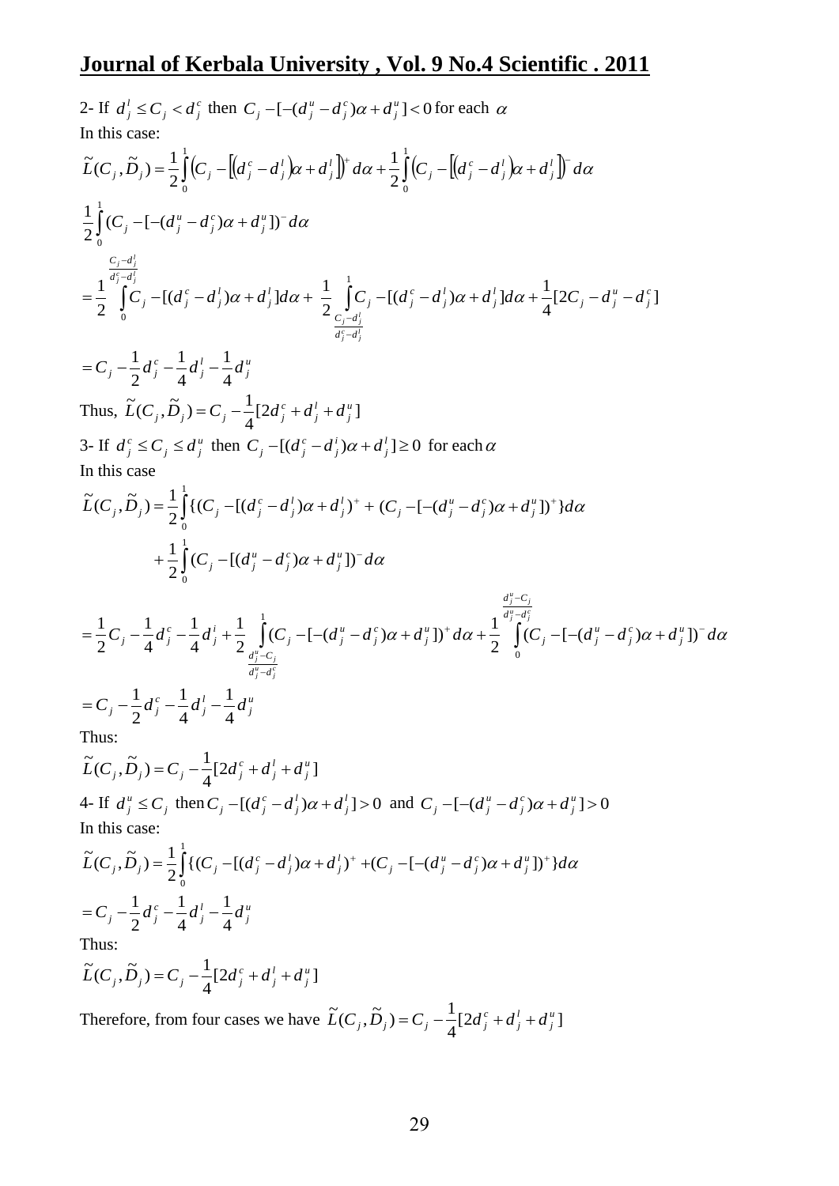2- If $d_j^l \le C_j < d_j^c$ then $C_j - [-(d_j^u - d_j^c)\alpha + d_j^u] < 0$ for each $\alpha$

In this case:

$$\tilde{L}(C_j, \tilde{D}_j) = \frac{1}{2}\int_0^1 \left(C_j - \left[\left(d_j^c - d_j^l\right)\alpha + d_j^l\right]\right)^+ d\alpha + \frac{1}{2}\int_0^1 \left(C_j - \left[\left(d_j^c - d_j^l\right)\alpha + d_j^l\right]\right)^- d\alpha$$

$$\frac{1}{2}\int_0^1 (C_j - [-(d_j^u - d_j^c)\alpha + d_j^u])^- d\alpha$$

$$= \frac{1}{2}\int_0^{\frac{C_j - d_j^l}{d_j^c - d_j^l}} C_j - [(d_j^c - d_j^l)\alpha + d_j^l] d\alpha + \frac{1}{2}\int_{\frac{C_j - d_j^l}{d_j^c - d_j^l}}^1 C_j - [(d_j^c - d_j^l)\alpha + d_j^l] d\alpha + \frac{1}{4}[2C_j - d_j^u - d_j^c]$$

$$= C_j - \frac{1}{2}d_j^c - \frac{1}{4}d_j^l - \frac{1}{4}d_j^u$$

Thus, $\tilde{L}(C_j, \tilde{D}_j) = C_j - \frac{1}{4}[2d_j^c + d_j^l + d_j^u]$

3- If $d_j^c \le C_j \le d_j^u$ then $C_j - [(d_j^c - d_j^i)\alpha + d_j^l] \ge 0$ for each $\alpha$

In this case

$$\tilde{L}(C_j, \tilde{D}_j) = \frac{1}{2}\int_0^1 \{(C_j - [(d_j^c - d_j^l)\alpha + d_j^l)^+ + (C_j - [-(d_j^u - d_j^c)\alpha + d_j^u])^+\} d\alpha$$

$$+ \frac{1}{2}\int_0^1 (C_j - [(d_j^u - d_j^c)\alpha + d_j^u])^- d\alpha$$

$$= \frac{1}{2}C_j - \frac{1}{4}d_j^c - \frac{1}{4}d_j^i + \frac{1}{2}\int_{\frac{d_j^u - C_j}{d_j^u - d_j^c}}^1 (C_j - [-(d_j^u - d_j^c)\alpha + d_j^u])^+ d\alpha + \frac{1}{2}\int_0^{\frac{d_j^u - C_j}{d_j^u - d_j^c}} (C_j - [-(d_j^u - d_j^c)\alpha + d_j^u])^- d\alpha$$

$$= C_j - \frac{1}{2}d_j^c - \frac{1}{4}d_j^l - \frac{1}{4}d_j^u$$

Thus:

$$\tilde{L}(C_j, \tilde{D}_j) = C_j - \frac{1}{4}[2d_j^c + d_j^l + d_j^u]$$

4- If $d_j^u \le C_j$ then $C_j - [(d_j^c - d_j^l)\alpha + d_j^l] > 0$ and $C_j - [-(d_j^u - d_j^c)\alpha + d_j^u] > 0$

In this case:

$$\tilde{L}(C_j, \tilde{D}_j) = \frac{1}{2}\int_0^1 \{(C_j - [(d_j^c - d_j^l)\alpha + d_j^l)^+ + (C_j - [-(d_j^u - d_j^c)\alpha + d_j^u])^+\} d\alpha$$

$$= C_j - \frac{1}{2}d_j^c - \frac{1}{4}d_j^l - \frac{1}{4}d_j^u$$

Thus:

$$\tilde{L}(C_j, \tilde{D}_j) = C_j - \frac{1}{4}[2d_j^c + d_j^l + d_j^u]$$

Therefore, from four cases we have $\tilde{L}(C_j, \tilde{D}_j) = C_j - \frac{1}{4}[2d_j^c + d_j^l + d_j^u]$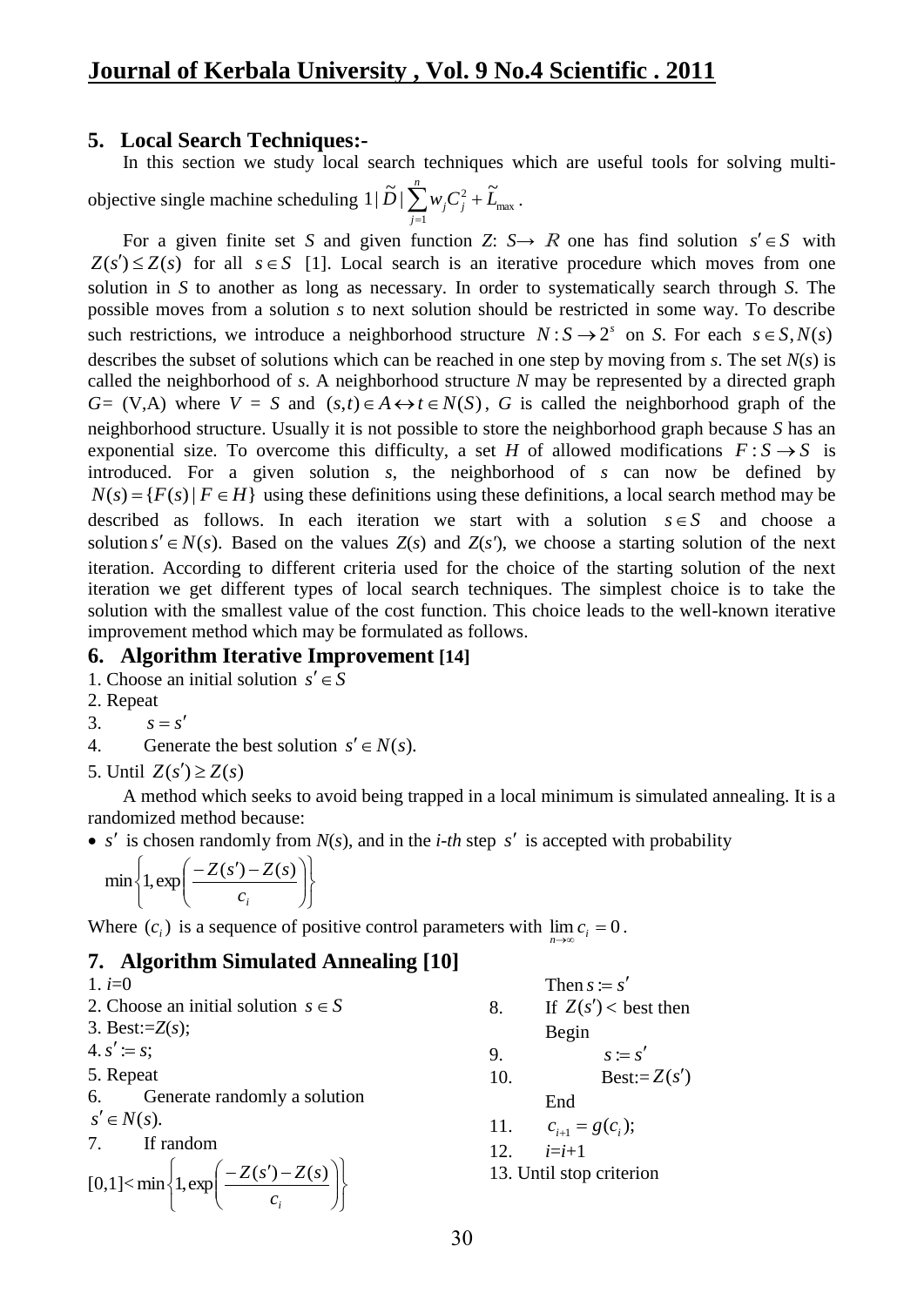## 5. Local Search Techniques:-

In this section we study local search techniques which are useful tools for solving multi-objective single machine scheduling $1|\widetilde{D}|\sum_{j=1}^{n} w_j C_j^2 + \widetilde{L}_{\max}$.

For a given finite set *S* and given function *Z*: $S \rightarrow \mathbb{R}$ one has find solution $s' \in S$ with $Z(s') \leq Z(s)$ for all $s \in S$ [1]. Local search is an iterative procedure which moves from one solution in *S* to another as long as necessary. In order to systematically search through *S*. The possible moves from a solution *s* to next solution should be restricted in some way. To describe such restrictions, we introduce a neighborhood structure $N : S \rightarrow 2^s$ on *S*. For each $s \in S, N(s)$ describes the subset of solutions which can be reached in one step by moving from *s*. The set *N*(*s*) is called the neighborhood of *s*. A neighborhood structure *N* may be represented by a directed graph *G*= (V,A) where *V* = *S* and $(s,t) \in A \leftrightarrow t \in N(S)$, *G* is called the neighborhood graph of the neighborhood structure. Usually it is not possible to store the neighborhood graph because *S* has an exponential size. To overcome this difficulty, a set *H* of allowed modifications $F : S \rightarrow S$ is introduced. For a given solution *s*, the neighborhood of *s* can now be defined by $N(s) = \{F(s) \mid F \in H\}$ using these definitions using these definitions, a local search method may be described as follows. In each iteration we start with a solution $s \in S$ and choose a solution $s' \in N(s)$. Based on the values *Z*(*s*) and *Z*(*s*′), we choose a starting solution of the next iteration. According to different criteria used for the choice of the starting solution of the next iteration we get different types of local search techniques. The simplest choice is to take the solution with the smallest value of the cost function. This choice leads to the well-known iterative improvement method which may be formulated as follows.

## 6. Algorithm Iterative Improvement [14]

1. Choose an initial solution $s' \in S$
2. Repeat
3. $s = s'$
4. Generate the best solution $s' \in N(s)$.
5. Until $Z(s') \geq Z(s)$

A method which seeks to avoid being trapped in a local minimum is simulated annealing. It is a randomized method because:

- $s'$ is chosen randomly from *N*(*s*), and in the *i-th* step $s'$ is accepted with probability

$$\min\left\{1, \exp\left(\frac{-Z(s') - Z(s)}{c_i}\right)\right\}$$

Where $(c_i)$ is a sequence of positive control parameters with $\lim_{n \to \infty} c_i = 0$.

## 7. Algorithm Simulated Annealing [10]

1. *i*=0
2. Choose an initial solution $s \in S$
3. Best:=*Z*(*s*);
4. $s' := s$;
5. Repeat
6. Generate randomly a solution $s' \in N(s)$.
7. If random $[0,1] < \min\left\{1, \exp\left(\frac{-Z(s') - Z(s)}{c_i}\right)\right\}$ Then $s := s'$
8. If $Z(s') <$ best then Begin
9. $s := s'$
10. Best:= $Z(s')$ End
11. $c_{i+1} = g(c_i)$;
12. *i*=*i*+1
13. Until stop criterion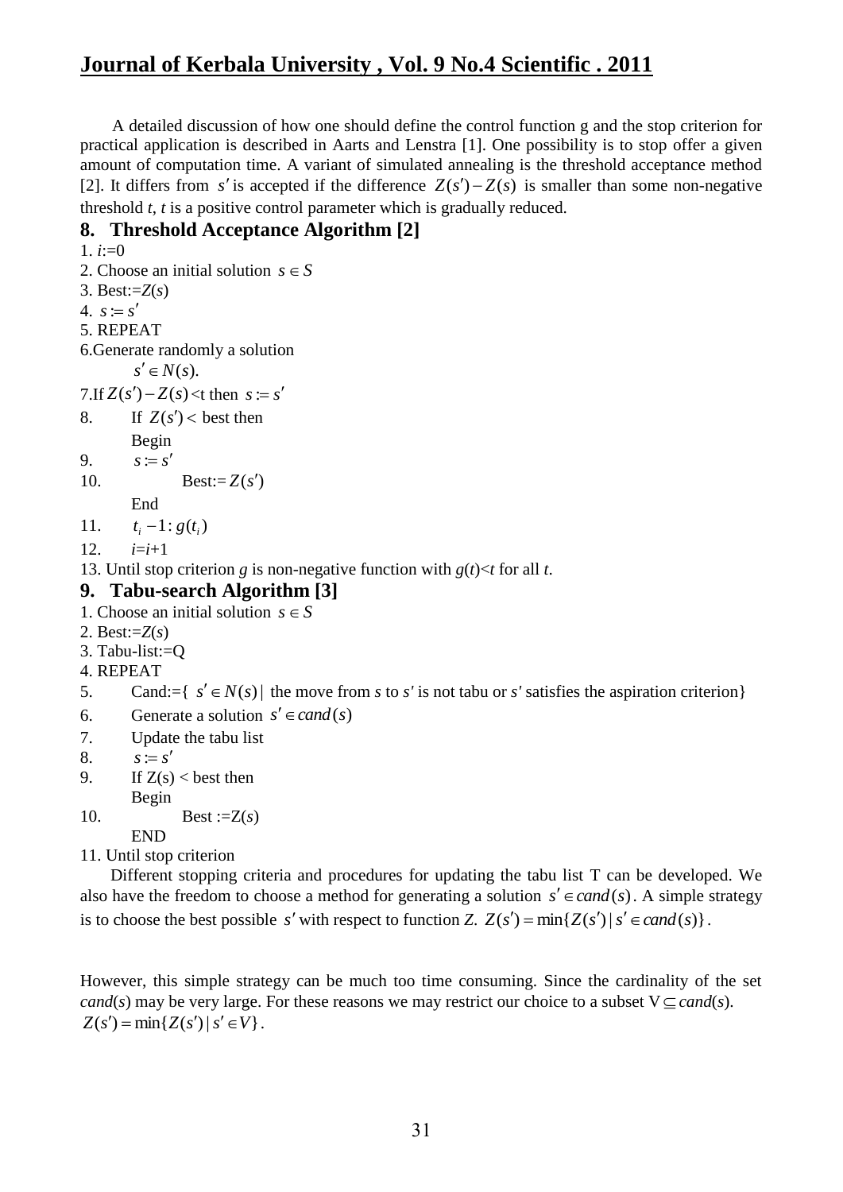A detailed discussion of how one should define the control function g and the stop criterion for practical application is described in Aarts and Lenstra [1]. One possibility is to stop offer a given amount of computation time. A variant of simulated annealing is the threshold acceptance method [2]. It differs from $s'$ is accepted if the difference $Z(s')-Z(s)$ is smaller than some non-negative threshold *t*, *t* is a positive control parameter which is gradually reduced.

## 8. Threshold Acceptance Algorithm [2]

1. $i$:=0
2. Choose an initial solution $s \in S$
3. Best:=$Z(s)$
4. $s := s'$
5. REPEAT
6. Generate randomly a solution
   $s' \in N(s).$
7. If $Z(s') - Z(s)$ <t then $s := s'$
8. If $Z(s') <$ best then
   Begin
9. $s := s'$
10. Best:= $Z(s')$
    End
11. $t_i - 1 : g(t_i)$
12. $i$=$i$+1
13. Until stop criterion *g* is non-negative function with $g(t)<t$ for all *t*.

## 9. Tabu-search Algorithm [3]

1. Choose an initial solution $s \in S$
2. Best:=$Z(s)$
3. Tabu-list:=Q
4. REPEAT
5. Cand:={ $s' \in N(s) |$ the move from *s* to *s'* is not tabu or *s'* satisfies the aspiration criterion}
6. Generate a solution $s' \in cand(s)$
7. Update the tabu list
8. $s := s'$
9. If Z(s) < best then
   Begin
10. Best :=Z($s$)
    END
11. Until stop criterion

Different stopping criteria and procedures for updating the tabu list T can be developed. We also have the freedom to choose a method for generating a solution $s' \in cand(s)$. A simple strategy is to choose the best possible $s'$ with respect to function *Z*. $Z(s') = \min\{Z(s') | s' \in cand(s)\}$.

However, this simple strategy can be much too time consuming. Since the cardinality of the set *cand*(*s*) may be very large. For these reasons we may restrict our choice to a subset V$\subseteq$*cand*(*s*).
$Z(s') = \min\{Z(s') | s' \in V\}$.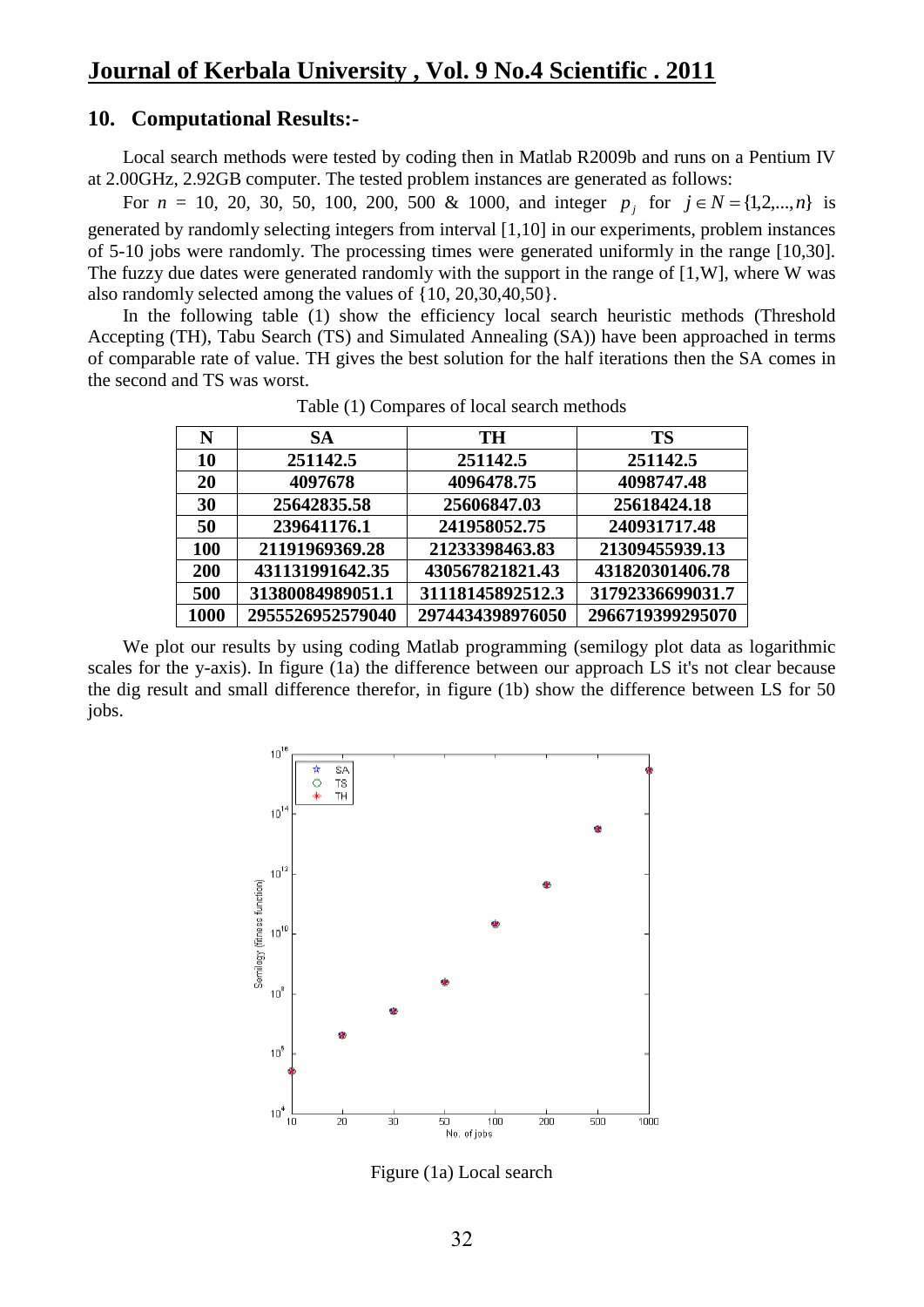## 10. Computational Results:-

Local search methods were tested by coding then in Matlab R2009b and runs on a Pentium IV at 2.00GHz, 2.92GB computer. The tested problem instances are generated as follows:

For $n$ = 10, 20, 30, 50, 100, 200, 500 & 1000, and integer $p_j$ for $j \in N = \{1,2,...,n\}$ is generated by randomly selecting integers from interval [1,10] in our experiments, problem instances of 5-10 jobs were randomly. The processing times were generated uniformly in the range [10,30]. The fuzzy due dates were generated randomly with the support in the range of [1,W], where W was also randomly selected among the values of {10, 20,30,40,50}.

In the following table (1) show the efficiency local search heuristic methods (Threshold Accepting (TH), Tabu Search (TS) and Simulated Annealing (SA)) have been approached in terms of comparable rate of value. TH gives the best solution for the half iterations then the SA comes in the second and TS was worst.

Table (1) Compares of local search methods

| N | SA | TH | TS |
|---|---|---|---|
| **10** | **251142.5** | **251142.5** | **251142.5** |
| **20** | **4097678** | **4096478.75** | **4098747.48** |
| **30** | **25642835.58** | **25606847.03** | **25618424.18** |
| **50** | **239641176.1** | **241958052.75** | **240931717.48** |
| **100** | **21191969369.28** | **21233398463.83** | **21309455939.13** |
| **200** | **431131991642.35** | **430567821821.43** | **431820301406.78** |
| **500** | **31380084989051.1** | **31118145892512.3** | **31792336699031.7** |
| **1000** | **2955526952579040** | **2974434398976050** | **2966719399295070** |

We plot our results by using coding Matlab programming (semilogy plot data as logarithmic scales for the y-axis). In figure (1a) the difference between our approach LS it's not clear because the dig result and small difference therefor, in figure (1b) show the difference between LS for 50 jobs.

Figure (1a) Local search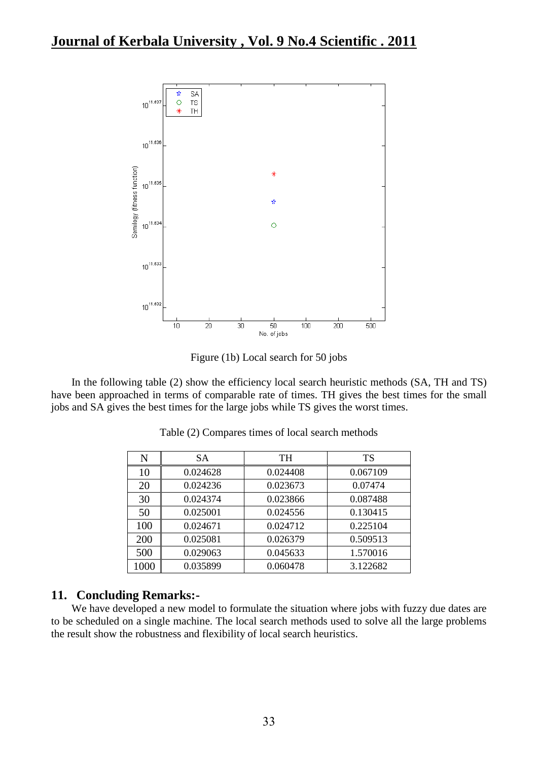Figure (1b) Local search for 50 jobs

In the following table (2) show the efficiency local search heuristic methods (SA, TH and TS) have been approached in terms of comparable rate of times. TH gives the best times for the small jobs and SA gives the best times for the large jobs while TS gives the worst times.

Table (2) Compares times of local search methods

| N | SA | TH | TS |
|---|---|---|---|
| 10 | 0.024628 | 0.024408 | 0.067109 |
| 20 | 0.024236 | 0.023673 | 0.07474 |
| 30 | 0.024374 | 0.023866 | 0.087488 |
| 50 | 0.025001 | 0.024556 | 0.130415 |
| 100 | 0.024671 | 0.024712 | 0.225104 |
| 200 | 0.025081 | 0.026379 | 0.509513 |
| 500 | 0.029063 | 0.045633 | 1.570016 |
| 1000 | 0.035899 | 0.060478 | 3.122682 |

## 11. Concluding Remarks:-

We have developed a new model to formulate the situation where jobs with fuzzy due dates are to be scheduled on a single machine. The local search methods used to solve all the large problems the result show the robustness and flexibility of local search heuristics.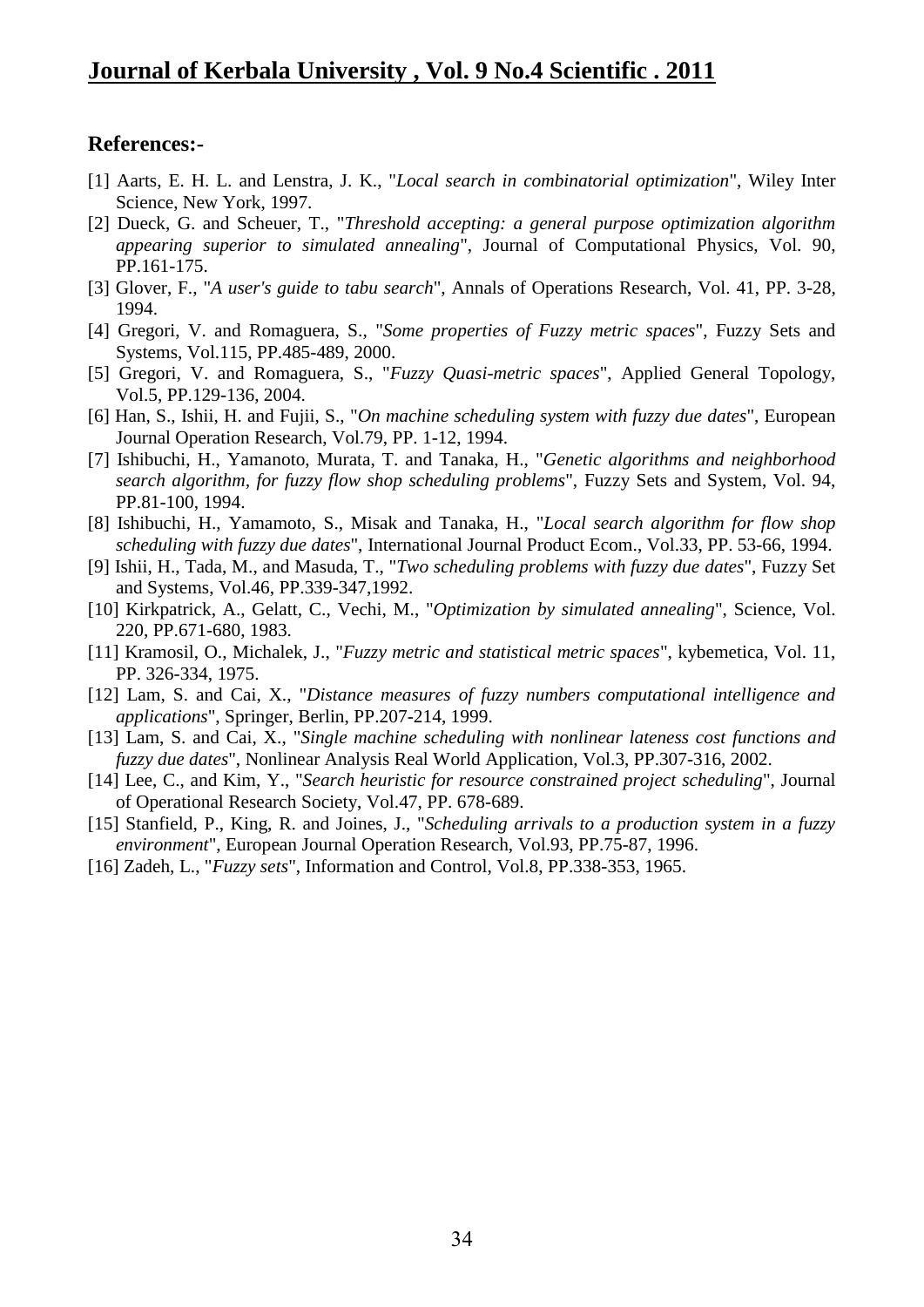## References:-

[1] Aarts, E. H. L. and Lenstra, J. K., "*Local search in combinatorial optimization*", Wiley Inter Science, New York, 1997.

[2] Dueck, G. and Scheuer, T., "*Threshold accepting: a general purpose optimization algorithm appearing superior to simulated annealing*", Journal of Computational Physics, Vol. 90, PP.161-175.

[3] Glover, F., "*A user's guide to tabu search*", Annals of Operations Research, Vol. 41, PP. 3-28, 1994.

[4] Gregori, V. and Romaguera, S., "*Some properties of Fuzzy metric spaces*", Fuzzy Sets and Systems, Vol.115, PP.485-489, 2000.

[5] Gregori, V. and Romaguera, S., "*Fuzzy Quasi-metric spaces*", Applied General Topology, Vol.5, PP.129-136, 2004.

[6] Han, S., Ishii, H. and Fujii, S., "*On machine scheduling system with fuzzy due dates*", European Journal Operation Research, Vol.79, PP. 1-12, 1994.

[7] Ishibuchi, H., Yamanoto, Murata, T. and Tanaka, H., "*Genetic algorithms and neighborhood search algorithm, for fuzzy flow shop scheduling problems*", Fuzzy Sets and System, Vol. 94, PP.81-100, 1994.

[8] Ishibuchi, H., Yamamoto, S., Misak and Tanaka, H., "*Local search algorithm for flow shop scheduling with fuzzy due dates*", International Journal Product Ecom., Vol.33, PP. 53-66, 1994.

[9] Ishii, H., Tada, M., and Masuda, T., "*Two scheduling problems with fuzzy due dates*", Fuzzy Set and Systems, Vol.46, PP.339-347,1992.

[10] Kirkpatrick, A., Gelatt, C., Vechi, M., "*Optimization by simulated annealing*", Science, Vol. 220, PP.671-680, 1983.

[11] Kramosil, O., Michalek, J., "*Fuzzy metric and statistical metric spaces*", kybemetica, Vol. 11, PP. 326-334, 1975.

[12] Lam, S. and Cai, X., "*Distance measures of fuzzy numbers computational intelligence and applications*", Springer, Berlin, PP.207-214, 1999.

[13] Lam, S. and Cai, X., "*Single machine scheduling with nonlinear lateness cost functions and fuzzy due dates*", Nonlinear Analysis Real World Application, Vol.3, PP.307-316, 2002.

[14] Lee, C., and Kim, Y., "*Search heuristic for resource constrained project scheduling*", Journal of Operational Research Society, Vol.47, PP. 678-689.

[15] Stanfield, P., King, R. and Joines, J., "*Scheduling arrivals to a production system in a fuzzy environment*", European Journal Operation Research, Vol.93, PP.75-87, 1996.

[16] Zadeh, L., "*Fuzzy sets*", Information and Control, Vol.8, PP.338-353, 1965.